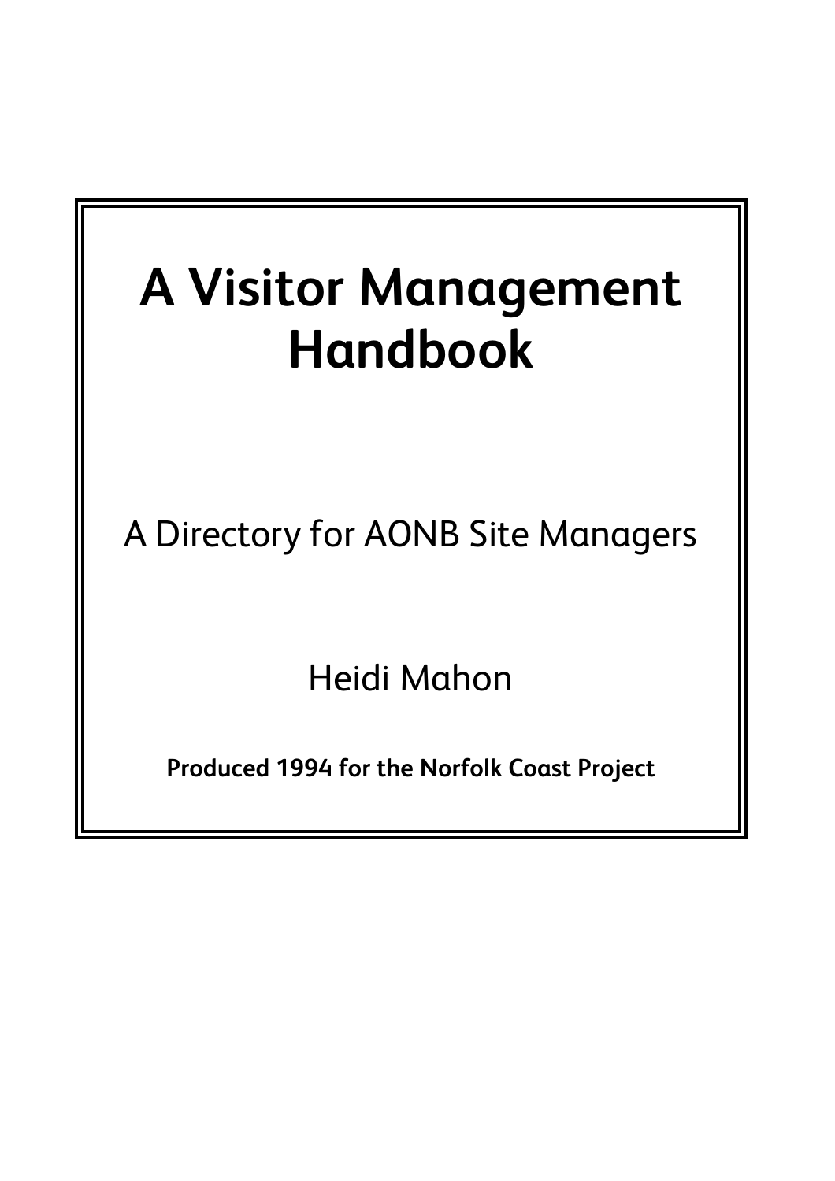# A Visitor Management Handbook

A Directory for AONB Site Managers

Heidi Mahon

**Produced 1994 for the Norfolk Coast Project**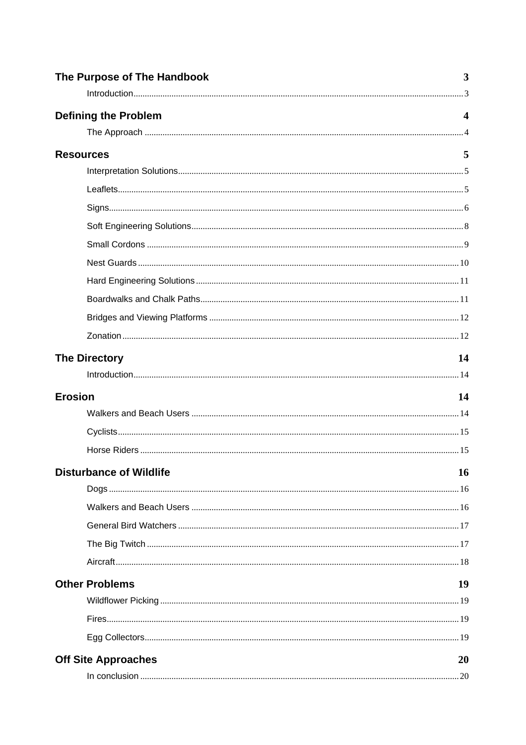| | |
|---|---|
| **The Purpose of The Handbook** | **3** |
| Introduction | 3 |
| **Defining the Problem** | **4** |
| The Approach | 4 |
| **Resources** | **5** |
| Interpretation Solutions | 5 |
| Leaflets | 5 |
| Signs | 6 |
| Soft Engineering Solutions | 8 |
| Small Cordons | 9 |
| Nest Guards | 10 |
| Hard Engineering Solutions | 11 |
| Boardwalks and Chalk Paths | 11 |
| Bridges and Viewing Platforms | 12 |
| Zonation | 12 |
| **The Directory** | **14** |
| Introduction | 14 |
| **Erosion** | **14** |
| Walkers and Beach Users | 14 |
| Cyclists | 15 |
| Horse Riders | 15 |
| **Disturbance of Wildlife** | **16** |
| Dogs | 16 |
| Walkers and Beach Users | 16 |
| General Bird Watchers | 17 |
| The Big Twitch | 17 |
| Aircraft | 18 |
| **Other Problems** | **19** |
| Wildflower Picking | 19 |
| Fires | 19 |
| Egg Collectors | 19 |
| **Off Site Approaches** | **20** |
| In conclusion | 20 |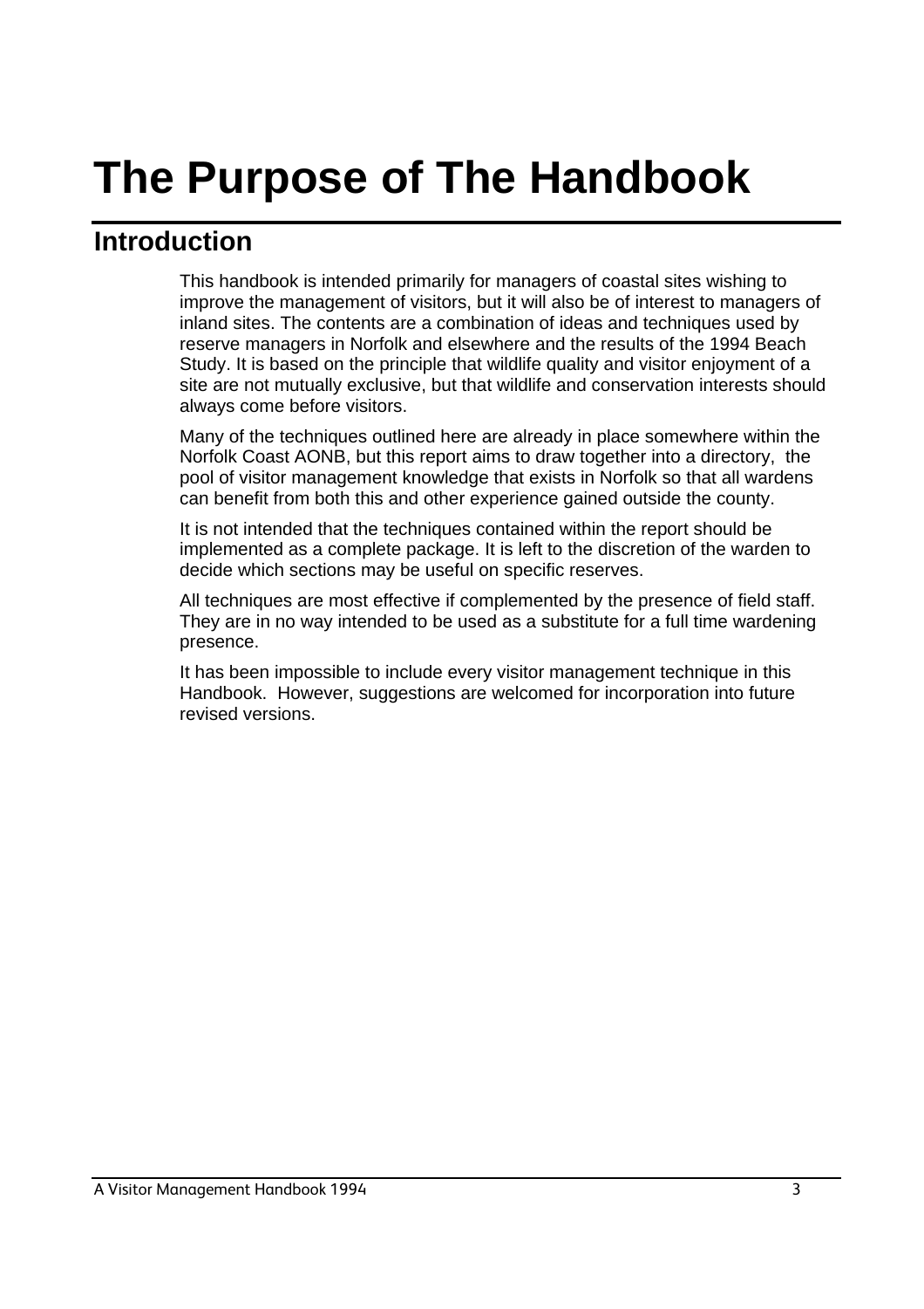# The Purpose of The Handbook

## Introduction

This handbook is intended primarily for managers of coastal sites wishing to improve the management of visitors, but it will also be of interest to managers of inland sites. The contents are a combination of ideas and techniques used by reserve managers in Norfolk and elsewhere and the results of the 1994 Beach Study. It is based on the principle that wildlife quality and visitor enjoyment of a site are not mutually exclusive, but that wildlife and conservation interests should always come before visitors.

Many of the techniques outlined here are already in place somewhere within the Norfolk Coast AONB, but this report aims to draw together into a directory, the pool of visitor management knowledge that exists in Norfolk so that all wardens can benefit from both this and other experience gained outside the county.

It is not intended that the techniques contained within the report should be implemented as a complete package. It is left to the discretion of the warden to decide which sections may be useful on specific reserves.

All techniques are most effective if complemented by the presence of field staff. They are in no way intended to be used as a substitute for a full time wardening presence.

It has been impossible to include every visitor management technique in this Handbook. However, suggestions are welcomed for incorporation into future revised versions.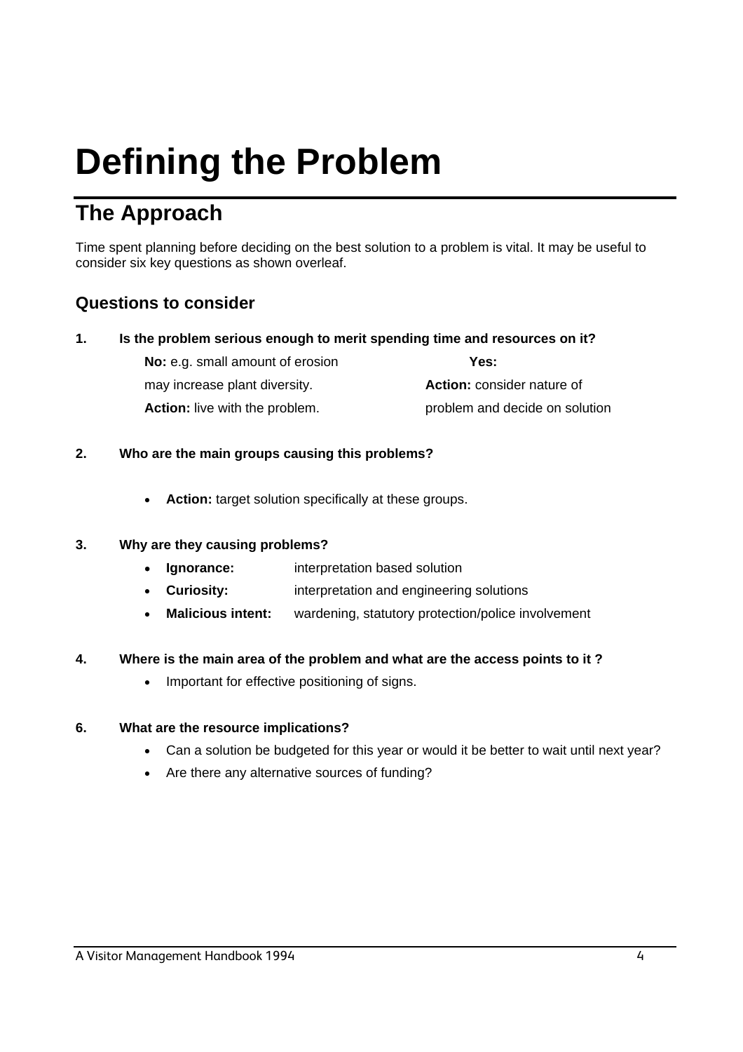# Defining the Problem

## The Approach

Time spent planning before deciding on the best solution to a problem is vital. It may be useful to consider six key questions as shown overleaf.

### Questions to consider

**1. Is the problem serious enough to merit spending time and resources on it?**

| **No:** e.g. small amount of erosion may increase plant diversity. **Action:** live with the problem. | **Yes:** **Action:** consider nature of problem and decide on solution |
|---|---|

**2. Who are the main groups causing this problems?**

- **Action:** target solution specifically at these groups.

**3. Why are they causing problems?**

- **Ignorance:** interpretation based solution
- **Curiosity:** interpretation and engineering solutions
- **Malicious intent:** wardening, statutory protection/police involvement

**4. Where is the main area of the problem and what are the access points to it ?**

- Important for effective positioning of signs.

**6. What are the resource implications?**

- Can a solution be budgeted for this year or would it be better to wait until next year?
- Are there any alternative sources of funding?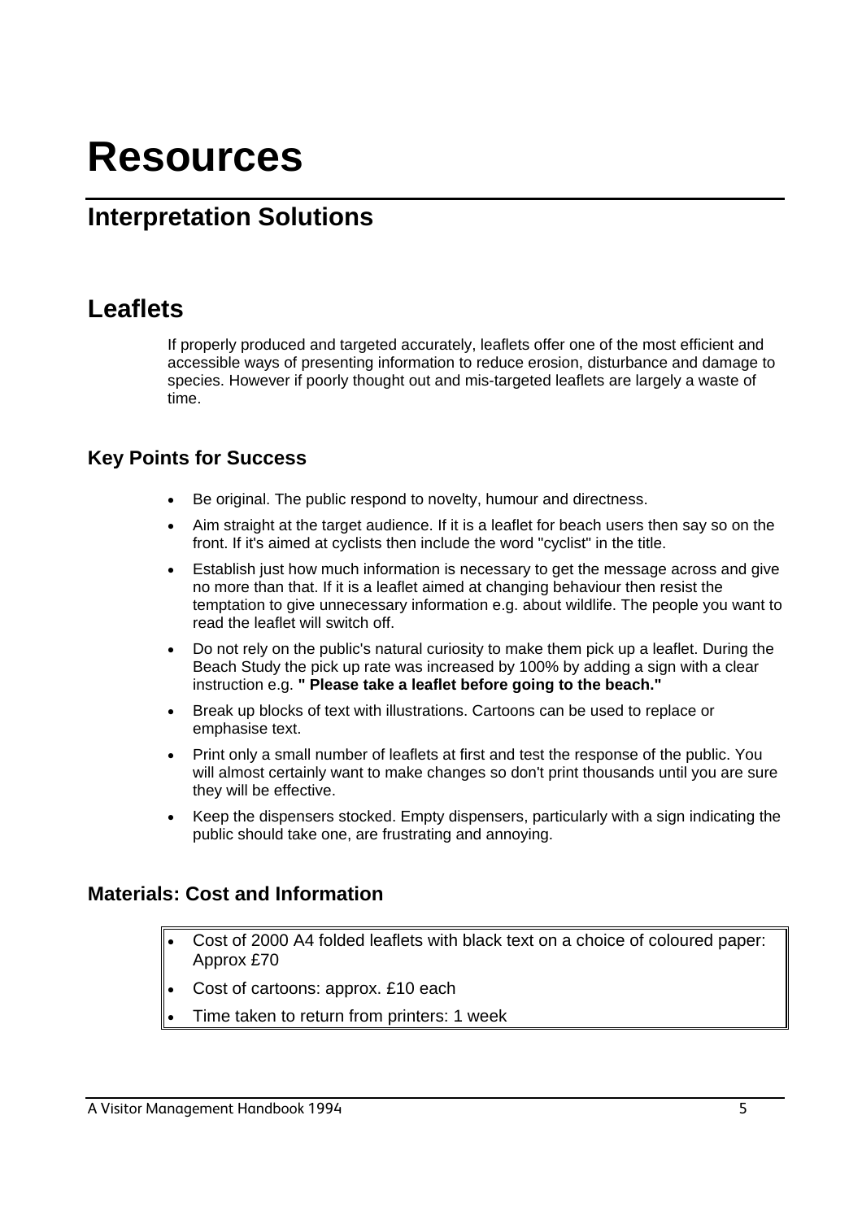# Resources

## Interpretation Solutions

## Leaflets

If properly produced and targeted accurately, leaflets offer one of the most efficient and accessible ways of presenting information to reduce erosion, disturbance and damage to species. However if poorly thought out and mis-targeted leaflets are largely a waste of time.

### Key Points for Success

- Be original. The public respond to novelty, humour and directness.
- Aim straight at the target audience. If it is a leaflet for beach users then say so on the front. If it's aimed at cyclists then include the word "cyclist" in the title.
- Establish just how much information is necessary to get the message across and give no more than that. If it is a leaflet aimed at changing behaviour then resist the temptation to give unnecessary information e.g. about wildlife. The people you want to read the leaflet will switch off.
- Do not rely on the public's natural curiosity to make them pick up a leaflet. During the Beach Study the pick up rate was increased by 100% by adding a sign with a clear instruction e.g. **" Please take a leaflet before going to the beach."**
- Break up blocks of text with illustrations. Cartoons can be used to replace or emphasise text.
- Print only a small number of leaflets at first and test the response of the public. You will almost certainly want to make changes so don't print thousands until you are sure they will be effective.
- Keep the dispensers stocked. Empty dispensers, particularly with a sign indicating the public should take one, are frustrating and annoying.

### Materials: Cost and Information

- Cost of 2000 A4 folded leaflets with black text on a choice of coloured paper: Approx £70
- Cost of cartoons: approx. £10 each
- Time taken to return from printers: 1 week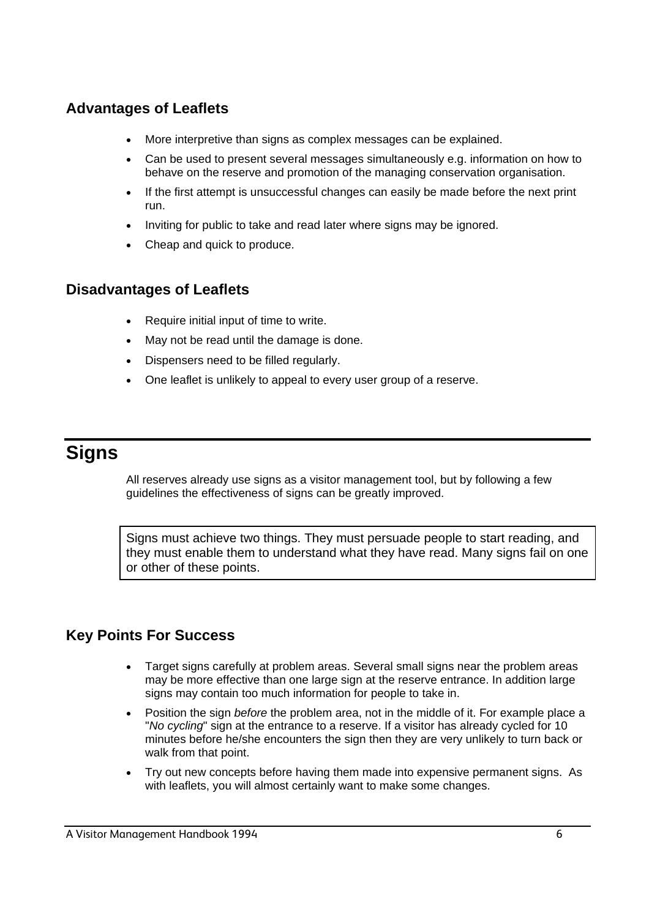## Advantages of Leaflets

- More interpretive than signs as complex messages can be explained.
- Can be used to present several messages simultaneously e.g. information on how to behave on the reserve and promotion of the managing conservation organisation.
- If the first attempt is unsuccessful changes can easily be made before the next print run.
- Inviting for public to take and read later where signs may be ignored.
- Cheap and quick to produce.

## Disadvantages of Leaflets

- Require initial input of time to write.
- May not be read until the damage is done.
- Dispensers need to be filled regularly.
- One leaflet is unlikely to appeal to every user group of a reserve.

# Signs

All reserves already use signs as a visitor management tool, but by following a few guidelines the effectiveness of signs can be greatly improved.

> Signs must achieve two things. They must persuade people to start reading, and they must enable them to understand what they have read. Many signs fail on one or other of these points.

## Key Points For Success

- Target signs carefully at problem areas. Several small signs near the problem areas may be more effective than one large sign at the reserve entrance. In addition large signs may contain too much information for people to take in.
- Position the sign *before* the problem area, not in the middle of it. For example place a "*No cycling*" sign at the entrance to a reserve. If a visitor has already cycled for 10 minutes before he/she encounters the sign then they are very unlikely to turn back or walk from that point.
- Try out new concepts before having them made into expensive permanent signs. As with leaflets, you will almost certainly want to make some changes.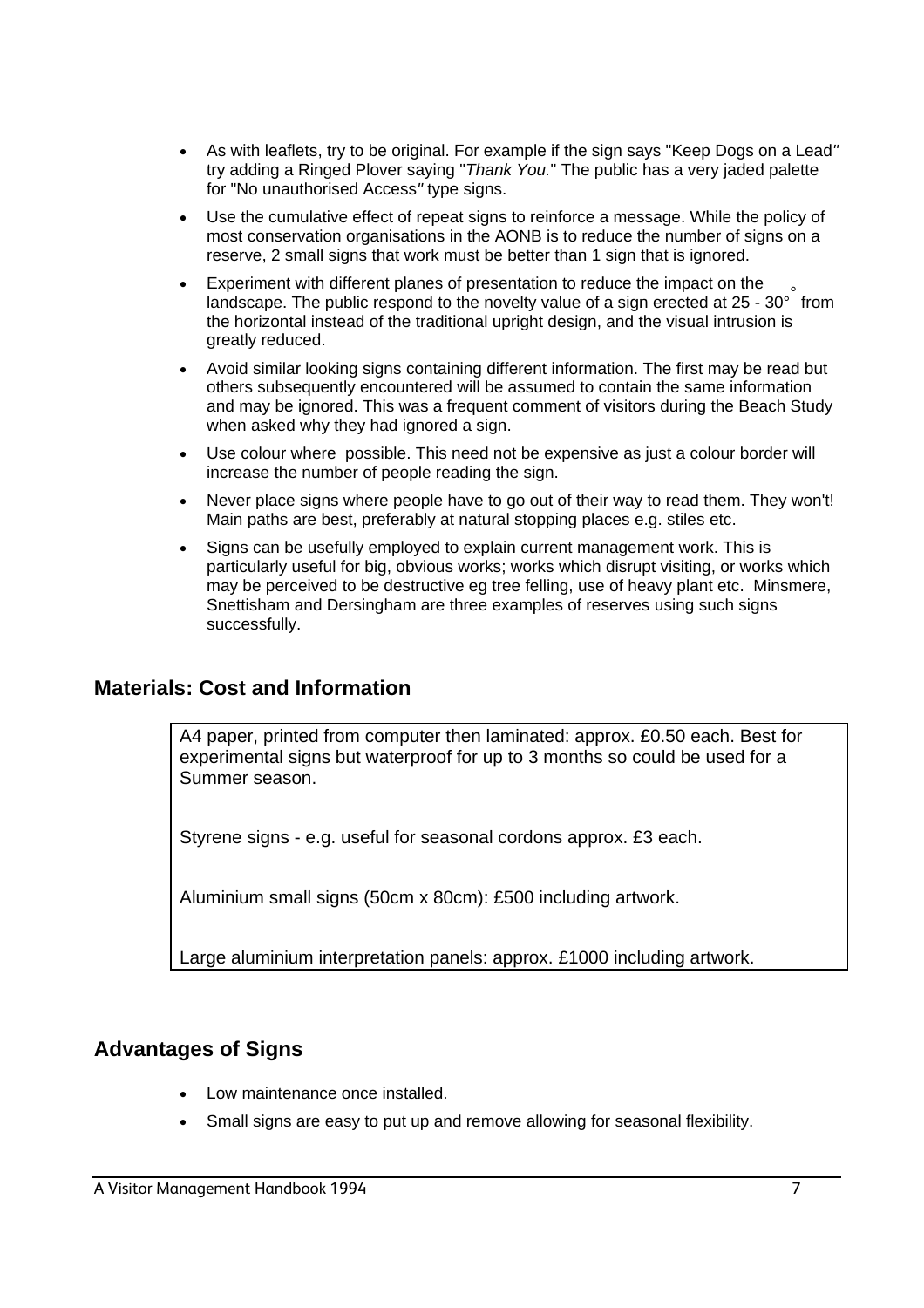- As with leaflets, try to be original. For example if the sign says "Keep Dogs on a Lead" try adding a Ringed Plover saying "*Thank You.*" The public has a very jaded palette for "No unauthorised Access" type signs.
- Use the cumulative effect of repeat signs to reinforce a message. While the policy of most conservation organisations in the AONB is to reduce the number of signs on a reserve, 2 small signs that work must be better than 1 sign that is ignored.
- Experiment with different planes of presentation to reduce the impact on the landscape. The public respond to the novelty value of a sign erected at 25 - 30° from the horizontal instead of the traditional upright design, and the visual intrusion is greatly reduced.
- Avoid similar looking signs containing different information. The first may be read but others subsequently encountered will be assumed to contain the same information and may be ignored. This was a frequent comment of visitors during the Beach Study when asked why they had ignored a sign.
- Use colour where possible. This need not be expensive as just a colour border will increase the number of people reading the sign.
- Never place signs where people have to go out of their way to read them. They won't! Main paths are best, preferably at natural stopping places e.g. stiles etc.
- Signs can be usefully employed to explain current management work. This is particularly useful for big, obvious works; works which disrupt visiting, or works which may be perceived to be destructive eg tree felling, use of heavy plant etc. Minsmere, Snettisham and Dersingham are three examples of reserves using such signs successfully.

## Materials: Cost and Information

A4 paper, printed from computer then laminated: approx. £0.50 each. Best for experimental signs but waterproof for up to 3 months so could be used for a Summer season.

Styrene signs - e.g. useful for seasonal cordons approx. £3 each.

Aluminium small signs (50cm x 80cm): £500 including artwork.

Large aluminium interpretation panels: approx. £1000 including artwork.

## Advantages of Signs

- Low maintenance once installed.
- Small signs are easy to put up and remove allowing for seasonal flexibility.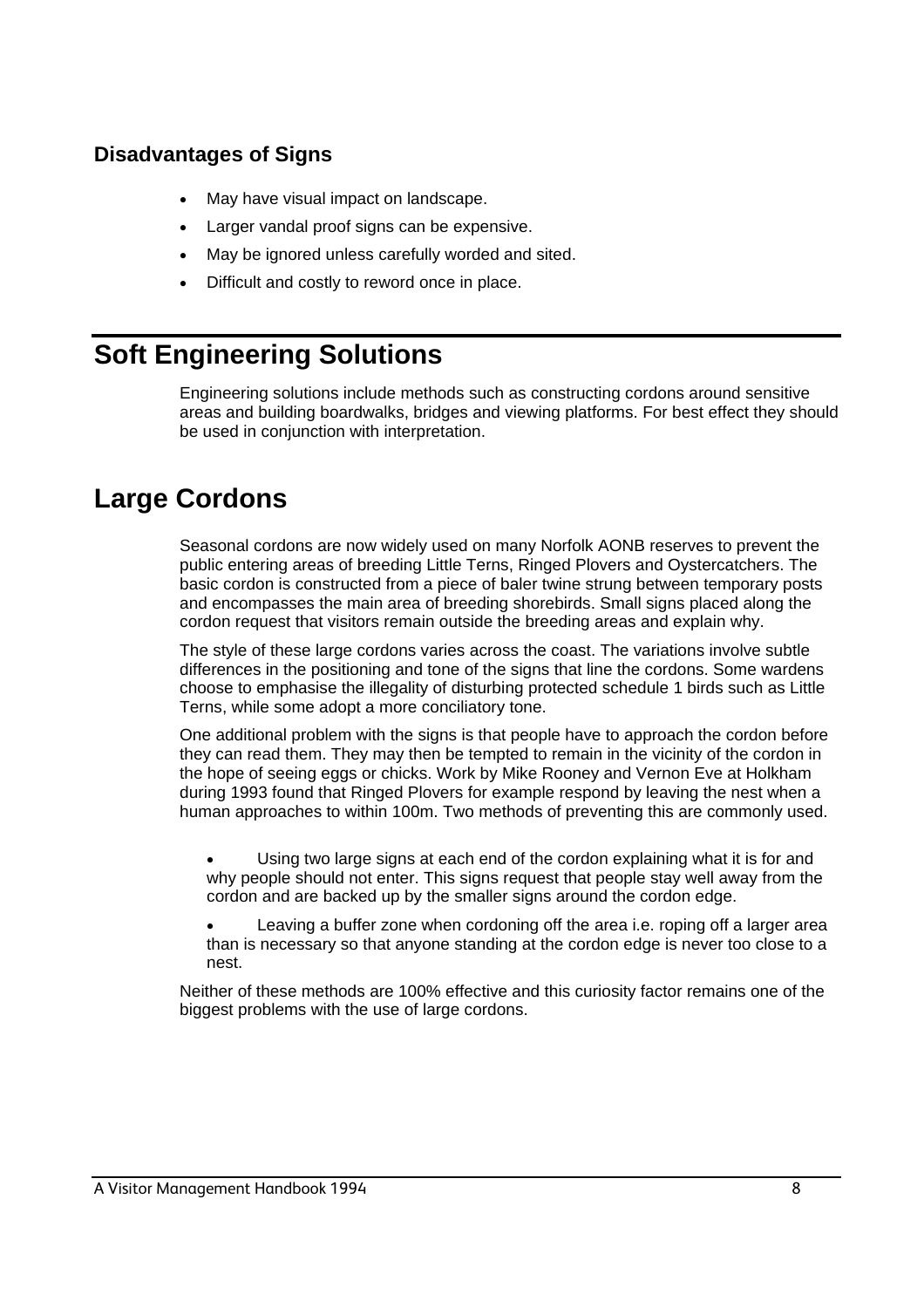### Disadvantages of Signs

- May have visual impact on landscape.
- Larger vandal proof signs can be expensive.
- May be ignored unless carefully worded and sited.
- Difficult and costly to reword once in place.

# Soft Engineering Solutions

Engineering solutions include methods such as constructing cordons around sensitive areas and building boardwalks, bridges and viewing platforms. For best effect they should be used in conjunction with interpretation.

## Large Cordons

Seasonal cordons are now widely used on many Norfolk AONB reserves to prevent the public entering areas of breeding Little Terns, Ringed Plovers and Oystercatchers. The basic cordon is constructed from a piece of baler twine strung between temporary posts and encompasses the main area of breeding shorebirds. Small signs placed along the cordon request that visitors remain outside the breeding areas and explain why.

The style of these large cordons varies across the coast. The variations involve subtle differences in the positioning and tone of the signs that line the cordons. Some wardens choose to emphasise the illegality of disturbing protected schedule 1 birds such as Little Terns, while some adopt a more conciliatory tone.

One additional problem with the signs is that people have to approach the cordon before they can read them. They may then be tempted to remain in the vicinity of the cordon in the hope of seeing eggs or chicks. Work by Mike Rooney and Vernon Eve at Holkham during 1993 found that Ringed Plovers for example respond by leaving the nest when a human approaches to within 100m. Two methods of preventing this are commonly used.

- Using two large signs at each end of the cordon explaining what it is for and why people should not enter. This signs request that people stay well away from the cordon and are backed up by the smaller signs around the cordon edge.
- Leaving a buffer zone when cordoning off the area i.e. roping off a larger area than is necessary so that anyone standing at the cordon edge is never too close to a nest.

Neither of these methods are 100% effective and this curiosity factor remains one of the biggest problems with the use of large cordons.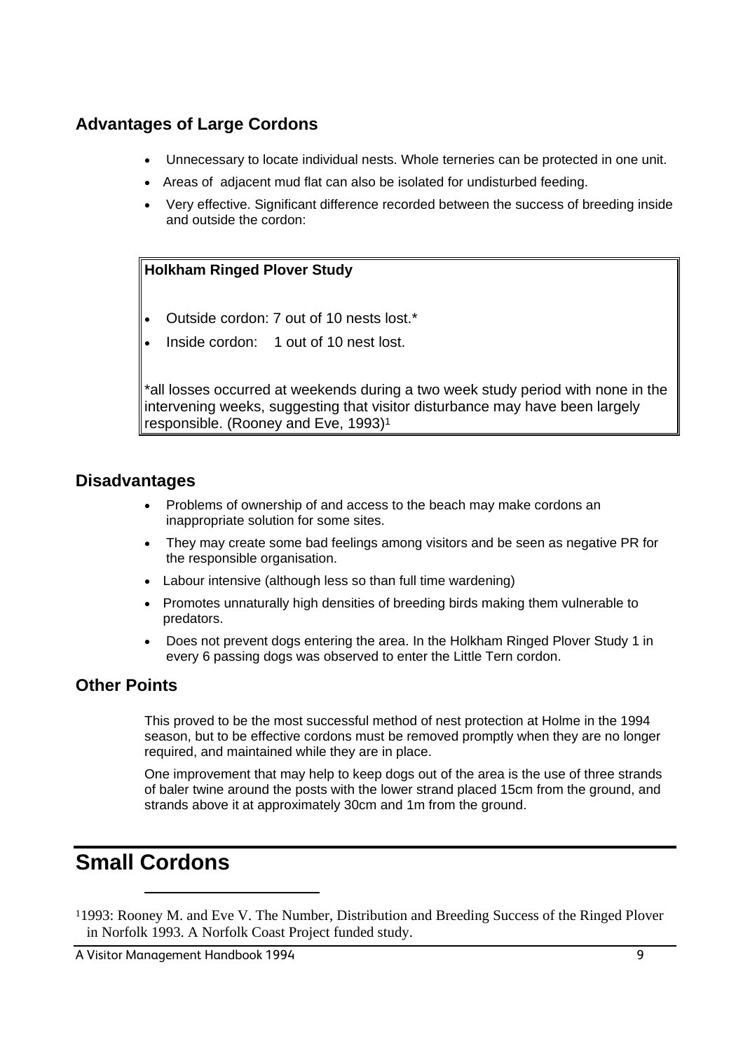## Advantages of Large Cordons

- Unnecessary to locate individual nests. Whole terneries can be protected in one unit.
- Areas of adjacent mud flat can also be isolated for undisturbed feeding.
- Very effective. Significant difference recorded between the success of breeding inside and outside the cordon:

> **Holkham Ringed Plover Study**
>
> - Outside cordon: 7 out of 10 nests lost.*
> - Inside cordon: 1 out of 10 nest lost.
>
> *all losses occurred at weekends during a two week study period with none in the intervening weeks, suggesting that visitor disturbance may have been largely responsible. (Rooney and Eve, 1993)[1]

## Disadvantages

- Problems of ownership of and access to the beach may make cordons an inappropriate solution for some sites.
- They may create some bad feelings among visitors and be seen as negative PR for the responsible organisation.
- Labour intensive (although less so than full time wardening)
- Promotes unnaturally high densities of breeding birds making them vulnerable to predators.
- Does not prevent dogs entering the area. In the Holkham Ringed Plover Study 1 in every 6 passing dogs was observed to enter the Little Tern cordon.

## Other Points

This proved to be the most successful method of nest protection at Holme in the 1994 season, but to be effective cordons must be removed promptly when they are no longer required, and maintained while they are in place.

One improvement that may help to keep dogs out of the area is the use of three strands of baler twine around the posts with the lower strand placed 15cm from the ground, and strands above it at approximately 30cm and 1m from the ground.

# Small Cordons

---

[1] 1993: Rooney M. and Eve V. The Number, Distribution and Breeding Success of the Ringed Plover in Norfolk 1993. A Norfolk Coast Project funded study.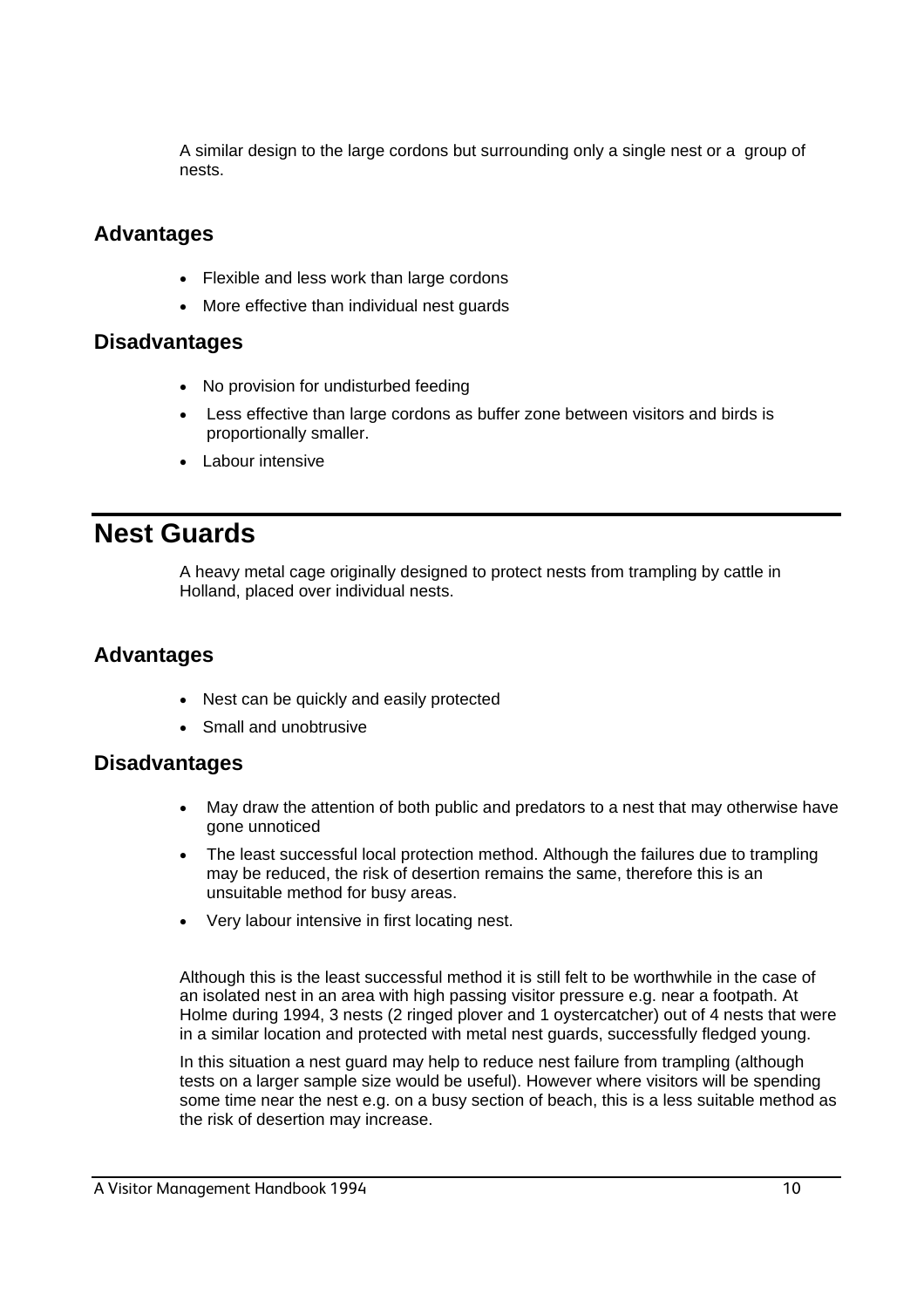A similar design to the large cordons but surrounding only a single nest or a group of nests.

### Advantages

- Flexible and less work than large cordons
- More effective than individual nest guards

### Disadvantages

- No provision for undisturbed feeding
- Less effective than large cordons as buffer zone between visitors and birds is proportionally smaller.
- Labour intensive

## Nest Guards

A heavy metal cage originally designed to protect nests from trampling by cattle in Holland, placed over individual nests.

### Advantages

- Nest can be quickly and easily protected
- Small and unobtrusive

### Disadvantages

- May draw the attention of both public and predators to a nest that may otherwise have gone unnoticed
- The least successful local protection method. Although the failures due to trampling may be reduced, the risk of desertion remains the same, therefore this is an unsuitable method for busy areas.
- Very labour intensive in first locating nest.

Although this is the least successful method it is still felt to be worthwhile in the case of an isolated nest in an area with high passing visitor pressure e.g. near a footpath. At Holme during 1994, 3 nests (2 ringed plover and 1 oystercatcher) out of 4 nests that were in a similar location and protected with metal nest guards, successfully fledged young.

In this situation a nest guard may help to reduce nest failure from trampling (although tests on a larger sample size would be useful). However where visitors will be spending some time near the nest e.g. on a busy section of beach, this is a less suitable method as the risk of desertion may increase.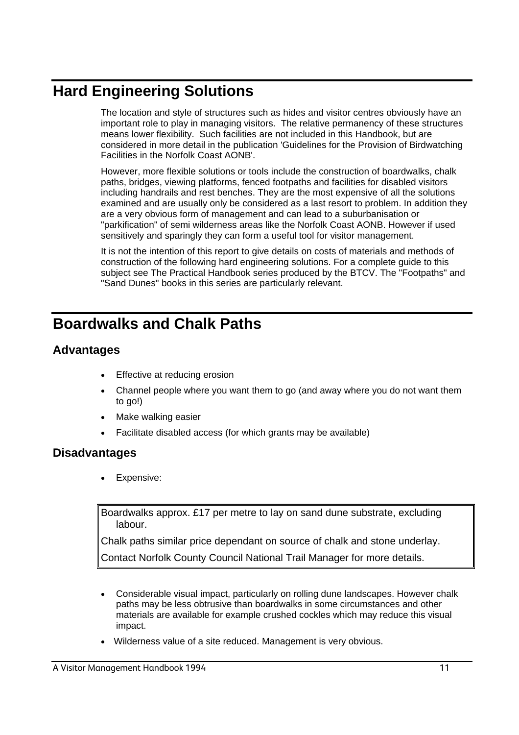# Hard Engineering Solutions

The location and style of structures such as hides and visitor centres obviously have an important role to play in managing visitors. The relative permanency of these structures means lower flexibility. Such facilities are not included in this Handbook, but are considered in more detail in the publication 'Guidelines for the Provision of Birdwatching Facilities in the Norfolk Coast AONB'.

However, more flexible solutions or tools include the construction of boardwalks, chalk paths, bridges, viewing platforms, fenced footpaths and facilities for disabled visitors including handrails and rest benches. They are the most expensive of all the solutions examined and are usually only be considered as a last resort to problem. In addition they are a very obvious form of management and can lead to a suburbanisation or "parkification" of semi wilderness areas like the Norfolk Coast AONB. However if used sensitively and sparingly they can form a useful tool for visitor management.

It is not the intention of this report to give details on costs of materials and methods of construction of the following hard engineering solutions. For a complete guide to this subject see The Practical Handbook series produced by the BTCV. The "Footpaths" and "Sand Dunes" books in this series are particularly relevant.

# Boardwalks and Chalk Paths

## Advantages

- Effective at reducing erosion
- Channel people where you want them to go (and away where you do not want them to go!)
- Make walking easier
- Facilitate disabled access (for which grants may be available)

## Disadvantages

- Expensive:

> Boardwalks approx. £17 per metre to lay on sand dune substrate, excluding labour.
>
> Chalk paths similar price dependant on source of chalk and stone underlay.
>
> Contact Norfolk County Council National Trail Manager for more details.

- Considerable visual impact, particularly on rolling dune landscapes. However chalk paths may be less obtrusive than boardwalks in some circumstances and other materials are available for example crushed cockles which may reduce this visual impact.
- Wilderness value of a site reduced. Management is very obvious.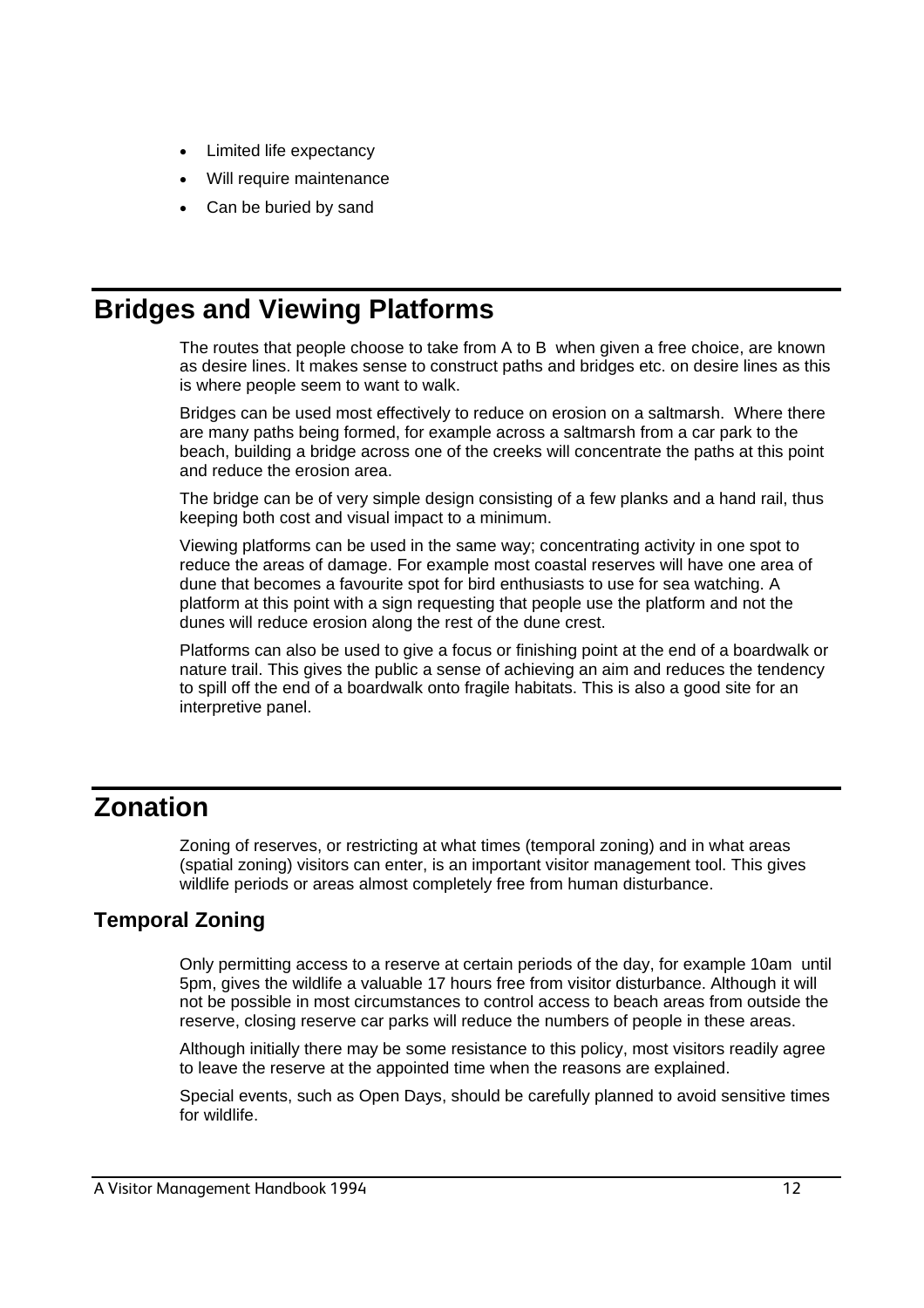- Limited life expectancy
- Will require maintenance
- Can be buried by sand

# Bridges and Viewing Platforms

The routes that people choose to take from A to B when given a free choice, are known as desire lines. It makes sense to construct paths and bridges etc. on desire lines as this is where people seem to want to walk.

Bridges can be used most effectively to reduce on erosion on a saltmarsh. Where there are many paths being formed, for example across a saltmarsh from a car park to the beach, building a bridge across one of the creeks will concentrate the paths at this point and reduce the erosion area.

The bridge can be of very simple design consisting of a few planks and a hand rail, thus keeping both cost and visual impact to a minimum.

Viewing platforms can be used in the same way; concentrating activity in one spot to reduce the areas of damage. For example most coastal reserves will have one area of dune that becomes a favourite spot for bird enthusiasts to use for sea watching. A platform at this point with a sign requesting that people use the platform and not the dunes will reduce erosion along the rest of the dune crest.

Platforms can also be used to give a focus or finishing point at the end of a boardwalk or nature trail. This gives the public a sense of achieving an aim and reduces the tendency to spill off the end of a boardwalk onto fragile habitats. This is also a good site for an interpretive panel.

# Zonation

Zoning of reserves, or restricting at what times (temporal zoning) and in what areas (spatial zoning) visitors can enter, is an important visitor management tool. This gives wildlife periods or areas almost completely free from human disturbance.

## Temporal Zoning

Only permitting access to a reserve at certain periods of the day, for example 10am until 5pm, gives the wildlife a valuable 17 hours free from visitor disturbance. Although it will not be possible in most circumstances to control access to beach areas from outside the reserve, closing reserve car parks will reduce the numbers of people in these areas.

Although initially there may be some resistance to this policy, most visitors readily agree to leave the reserve at the appointed time when the reasons are explained.

Special events, such as Open Days, should be carefully planned to avoid sensitive times for wildlife.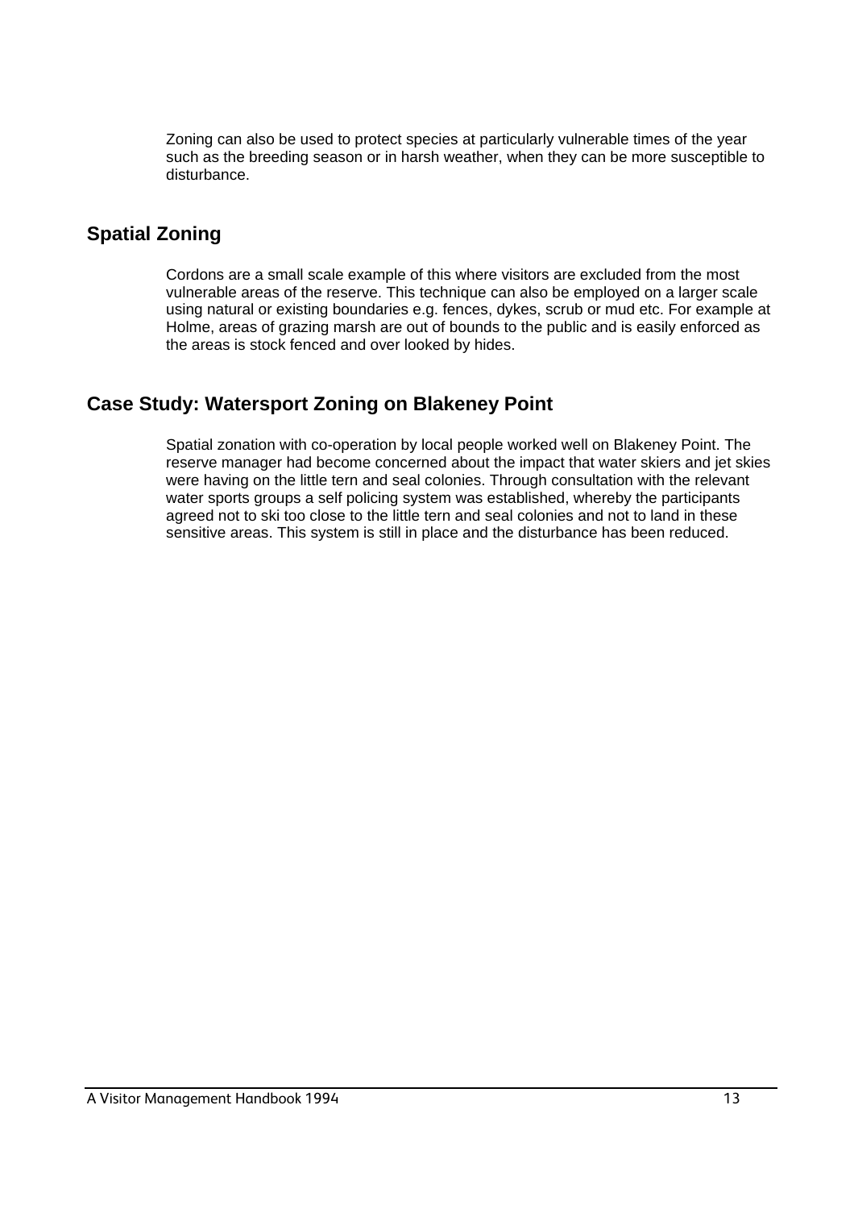Zoning can also be used to protect species at particularly vulnerable times of the year such as the breeding season or in harsh weather, when they can be more susceptible to disturbance.

## Spatial Zoning

Cordons are a small scale example of this where visitors are excluded from the most vulnerable areas of the reserve. This technique can also be employed on a larger scale using natural or existing boundaries e.g. fences, dykes, scrub or mud etc. For example at Holme, areas of grazing marsh are out of bounds to the public and is easily enforced as the areas is stock fenced and over looked by hides.

## Case Study: Watersport Zoning on Blakeney Point

Spatial zonation with co-operation by local people worked well on Blakeney Point. The reserve manager had become concerned about the impact that water skiers and jet skies were having on the little tern and seal colonies. Through consultation with the relevant water sports groups a self policing system was established, whereby the participants agreed not to ski too close to the little tern and seal colonies and not to land in these sensitive areas. This system is still in place and the disturbance has been reduced.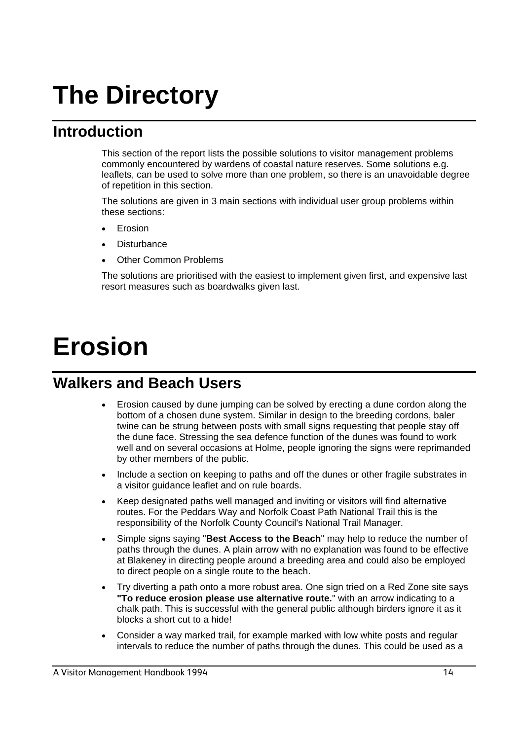# The Directory

## Introduction

This section of the report lists the possible solutions to visitor management problems commonly encountered by wardens of coastal nature reserves. Some solutions e.g. leaflets, can be used to solve more than one problem, so there is an unavoidable degree of repetition in this section.

The solutions are given in 3 main sections with individual user group problems within these sections:

- Erosion
- Disturbance
- Other Common Problems

The solutions are prioritised with the easiest to implement given first, and expensive last resort measures such as boardwalks given last.

# Erosion

## Walkers and Beach Users

- Erosion caused by dune jumping can be solved by erecting a dune cordon along the bottom of a chosen dune system. Similar in design to the breeding cordons, baler twine can be strung between posts with small signs requesting that people stay off the dune face. Stressing the sea defence function of the dunes was found to work well and on several occasions at Holme, people ignoring the signs were reprimanded by other members of the public.
- Include a section on keeping to paths and off the dunes or other fragile substrates in a visitor guidance leaflet and on rule boards.
- Keep designated paths well managed and inviting or visitors will find alternative routes. For the Peddars Way and Norfolk Coast Path National Trail this is the responsibility of the Norfolk County Council's National Trail Manager.
- Simple signs saying "**Best Access to the Beach**" may help to reduce the number of paths through the dunes. A plain arrow with no explanation was found to be effective at Blakeney in directing people around a breeding area and could also be employed to direct people on a single route to the beach.
- Try diverting a path onto a more robust area. One sign tried on a Red Zone site says **"To reduce erosion please use alternative route.**" with an arrow indicating to a chalk path. This is successful with the general public although birders ignore it as it blocks a short cut to a hide!
- Consider a way marked trail, for example marked with low white posts and regular intervals to reduce the number of paths through the dunes. This could be used as a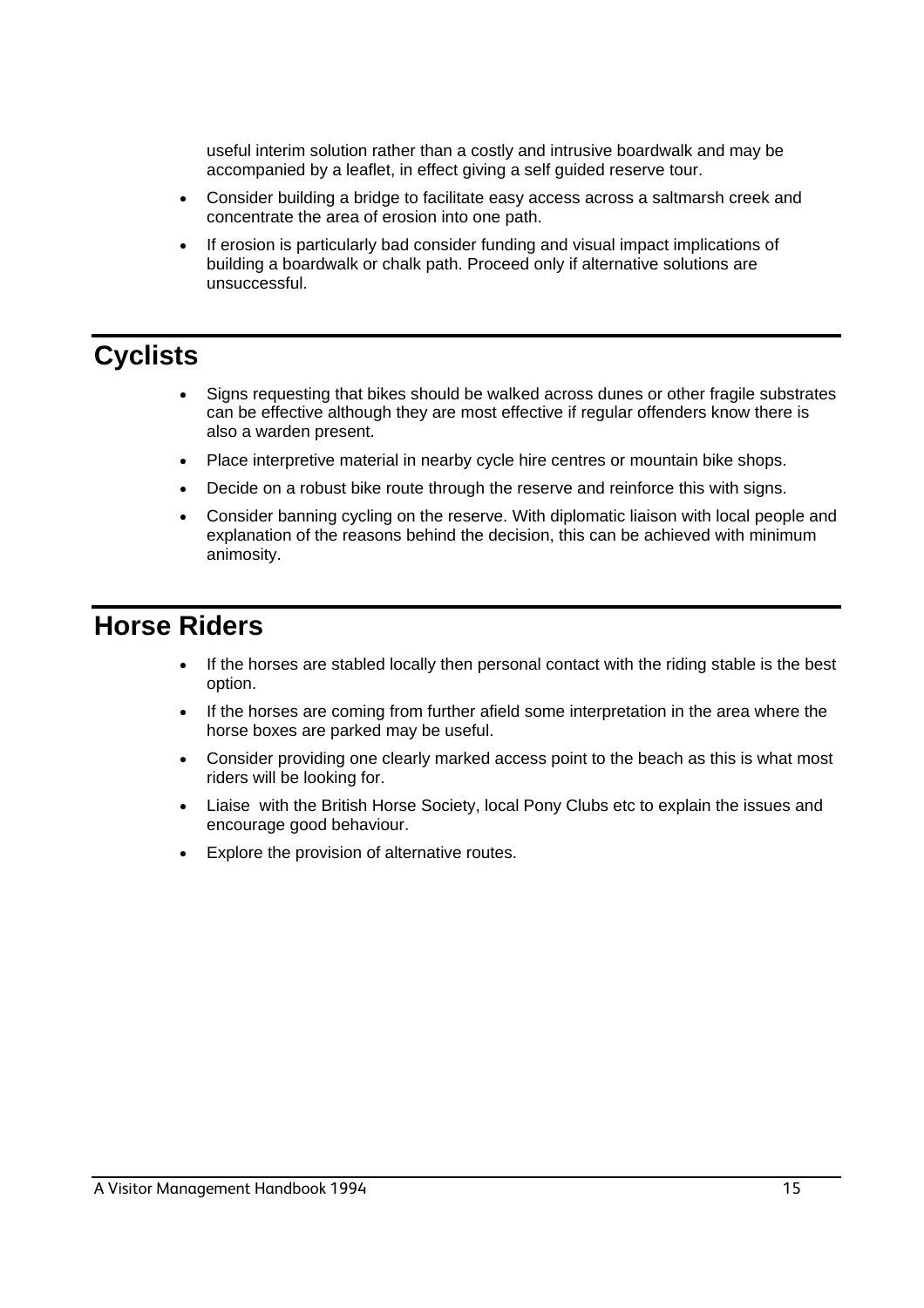useful interim solution rather than a costly and intrusive boardwalk and may be accompanied by a leaflet, in effect giving a self guided reserve tour.

- Consider building a bridge to facilitate easy access across a saltmarsh creek and concentrate the area of erosion into one path.
- If erosion is particularly bad consider funding and visual impact implications of building a boardwalk or chalk path. Proceed only if alternative solutions are unsuccessful.

## Cyclists

- Signs requesting that bikes should be walked across dunes or other fragile substrates can be effective although they are most effective if regular offenders know there is also a warden present.
- Place interpretive material in nearby cycle hire centres or mountain bike shops.
- Decide on a robust bike route through the reserve and reinforce this with signs.
- Consider banning cycling on the reserve. With diplomatic liaison with local people and explanation of the reasons behind the decision, this can be achieved with minimum animosity.

## Horse Riders

- If the horses are stabled locally then personal contact with the riding stable is the best option.
- If the horses are coming from further afield some interpretation in the area where the horse boxes are parked may be useful.
- Consider providing one clearly marked access point to the beach as this is what most riders will be looking for.
- Liaise with the British Horse Society, local Pony Clubs etc to explain the issues and encourage good behaviour.
- Explore the provision of alternative routes.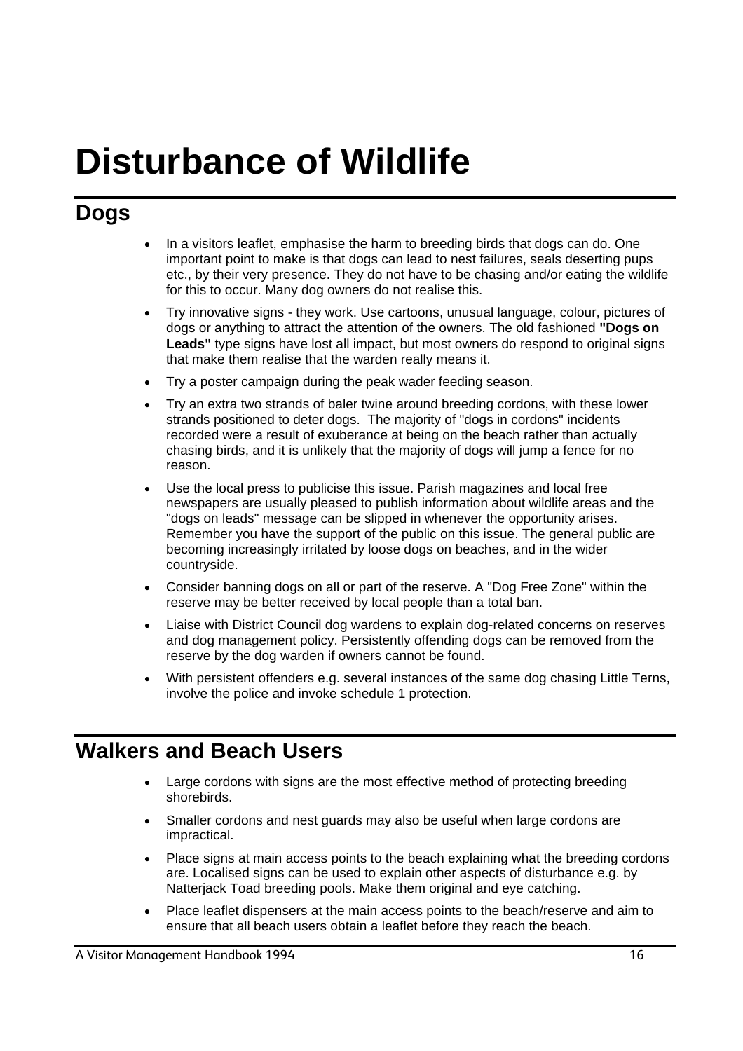# Disturbance of Wildlife

## Dogs

- In a visitors leaflet, emphasise the harm to breeding birds that dogs can do. One important point to make is that dogs can lead to nest failures, seals deserting pups etc., by their very presence. They do not have to be chasing and/or eating the wildlife for this to occur. Many dog owners do not realise this.
- Try innovative signs - they work. Use cartoons, unusual language, colour, pictures of dogs or anything to attract the attention of the owners. The old fashioned **"Dogs on Leads"** type signs have lost all impact, but most owners do respond to original signs that make them realise that the warden really means it.
- Try a poster campaign during the peak wader feeding season.
- Try an extra two strands of baler twine around breeding cordons, with these lower strands positioned to deter dogs. The majority of "dogs in cordons" incidents recorded were a result of exuberance at being on the beach rather than actually chasing birds, and it is unlikely that the majority of dogs will jump a fence for no reason.
- Use the local press to publicise this issue. Parish magazines and local free newspapers are usually pleased to publish information about wildlife areas and the "dogs on leads" message can be slipped in whenever the opportunity arises. Remember you have the support of the public on this issue. The general public are becoming increasingly irritated by loose dogs on beaches, and in the wider countryside.
- Consider banning dogs on all or part of the reserve. A "Dog Free Zone" within the reserve may be better received by local people than a total ban.
- Liaise with District Council dog wardens to explain dog-related concerns on reserves and dog management policy. Persistently offending dogs can be removed from the reserve by the dog warden if owners cannot be found.
- With persistent offenders e.g. several instances of the same dog chasing Little Terns, involve the police and invoke schedule 1 protection.

## Walkers and Beach Users

- Large cordons with signs are the most effective method of protecting breeding shorebirds.
- Smaller cordons and nest guards may also be useful when large cordons are impractical.
- Place signs at main access points to the beach explaining what the breeding cordons are. Localised signs can be used to explain other aspects of disturbance e.g. by Natterjack Toad breeding pools. Make them original and eye catching.
- Place leaflet dispensers at the main access points to the beach/reserve and aim to ensure that all beach users obtain a leaflet before they reach the beach.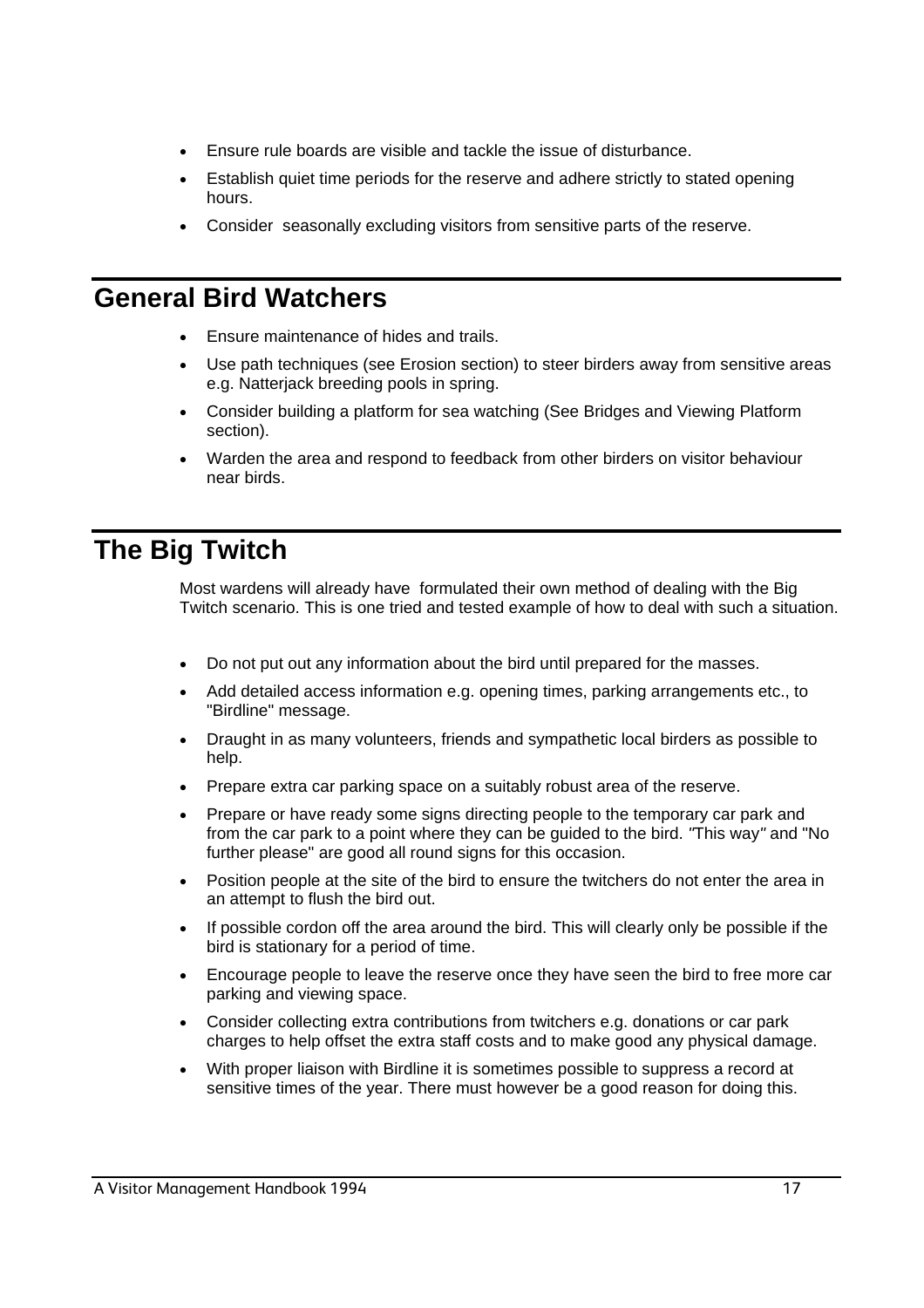- Ensure rule boards are visible and tackle the issue of disturbance.
- Establish quiet time periods for the reserve and adhere strictly to stated opening hours.
- Consider seasonally excluding visitors from sensitive parts of the reserve.

## General Bird Watchers

- Ensure maintenance of hides and trails.
- Use path techniques (see Erosion section) to steer birders away from sensitive areas e.g. Natterjack breeding pools in spring.
- Consider building a platform for sea watching (See Bridges and Viewing Platform section).
- Warden the area and respond to feedback from other birders on visitor behaviour near birds.

## The Big Twitch

Most wardens will already have formulated their own method of dealing with the Big Twitch scenario. This is one tried and tested example of how to deal with such a situation.

- Do not put out any information about the bird until prepared for the masses.
- Add detailed access information e.g. opening times, parking arrangements etc., to "Birdline" message.
- Draught in as many volunteers, friends and sympathetic local birders as possible to help.
- Prepare extra car parking space on a suitably robust area of the reserve.
- Prepare or have ready some signs directing people to the temporary car park and from the car park to a point where they can be guided to the bird. *"This way"* and "No further please" are good all round signs for this occasion.
- Position people at the site of the bird to ensure the twitchers do not enter the area in an attempt to flush the bird out.
- If possible cordon off the area around the bird. This will clearly only be possible if the bird is stationary for a period of time.
- Encourage people to leave the reserve once they have seen the bird to free more car parking and viewing space.
- Consider collecting extra contributions from twitchers e.g. donations or car park charges to help offset the extra staff costs and to make good any physical damage.
- With proper liaison with Birdline it is sometimes possible to suppress a record at sensitive times of the year. There must however be a good reason for doing this.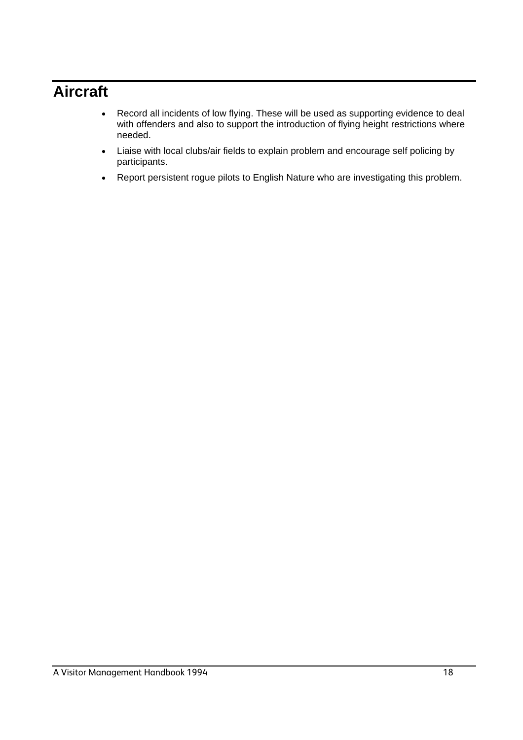## Aircraft

- Record all incidents of low flying. These will be used as supporting evidence to deal with offenders and also to support the introduction of flying height restrictions where needed.
- Liaise with local clubs/air fields to explain problem and encourage self policing by participants.
- Report persistent rogue pilots to English Nature who are investigating this problem.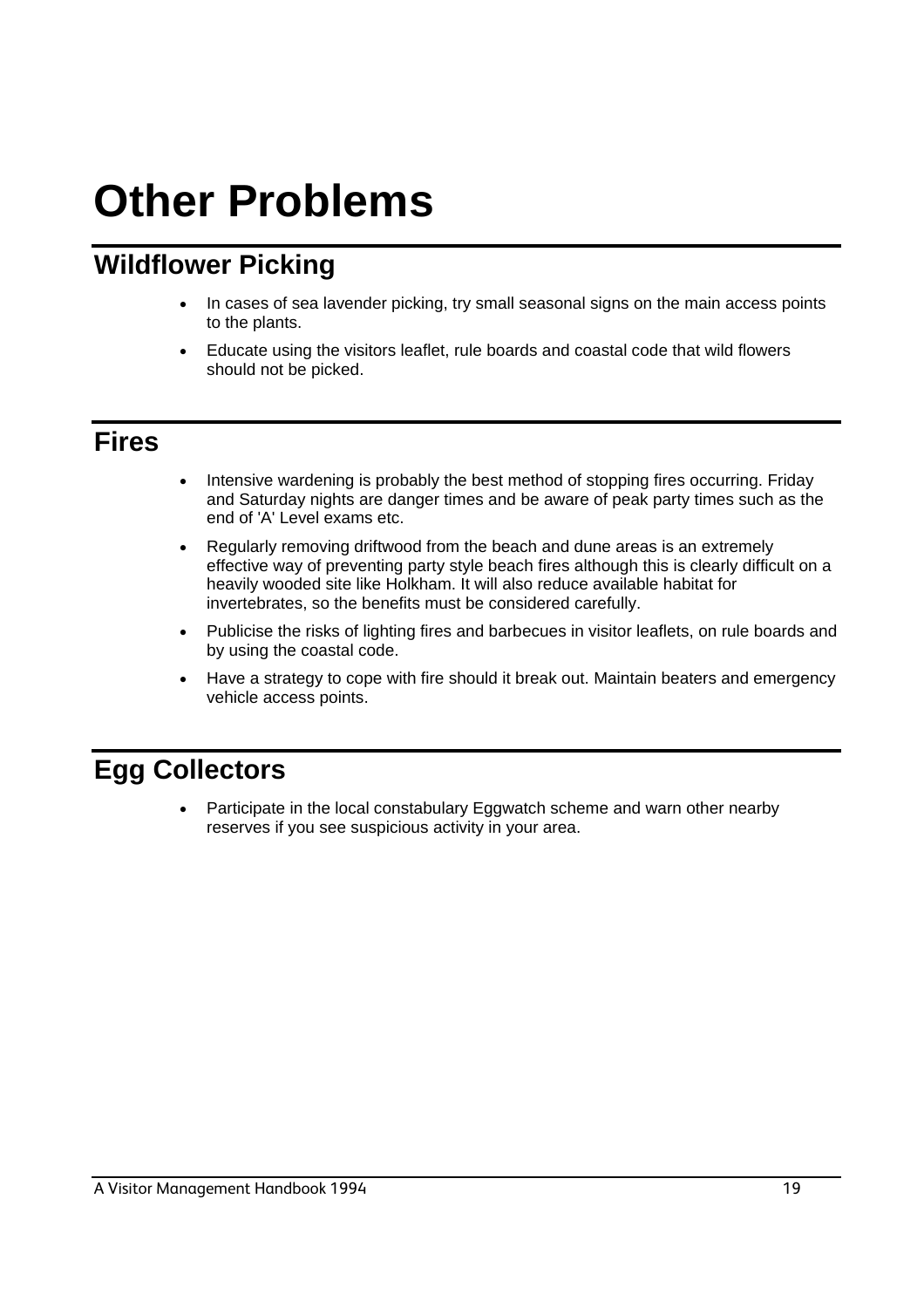# Other Problems

## Wildflower Picking

- In cases of sea lavender picking, try small seasonal signs on the main access points to the plants.
- Educate using the visitors leaflet, rule boards and coastal code that wild flowers should not be picked.

## Fires

- Intensive wardening is probably the best method of stopping fires occurring. Friday and Saturday nights are danger times and be aware of peak party times such as the end of 'A' Level exams etc.
- Regularly removing driftwood from the beach and dune areas is an extremely effective way of preventing party style beach fires although this is clearly difficult on a heavily wooded site like Holkham. It will also reduce available habitat for invertebrates, so the benefits must be considered carefully.
- Publicise the risks of lighting fires and barbecues in visitor leaflets, on rule boards and by using the coastal code.
- Have a strategy to cope with fire should it break out. Maintain beaters and emergency vehicle access points.

## Egg Collectors

- Participate in the local constabulary Eggwatch scheme and warn other nearby reserves if you see suspicious activity in your area.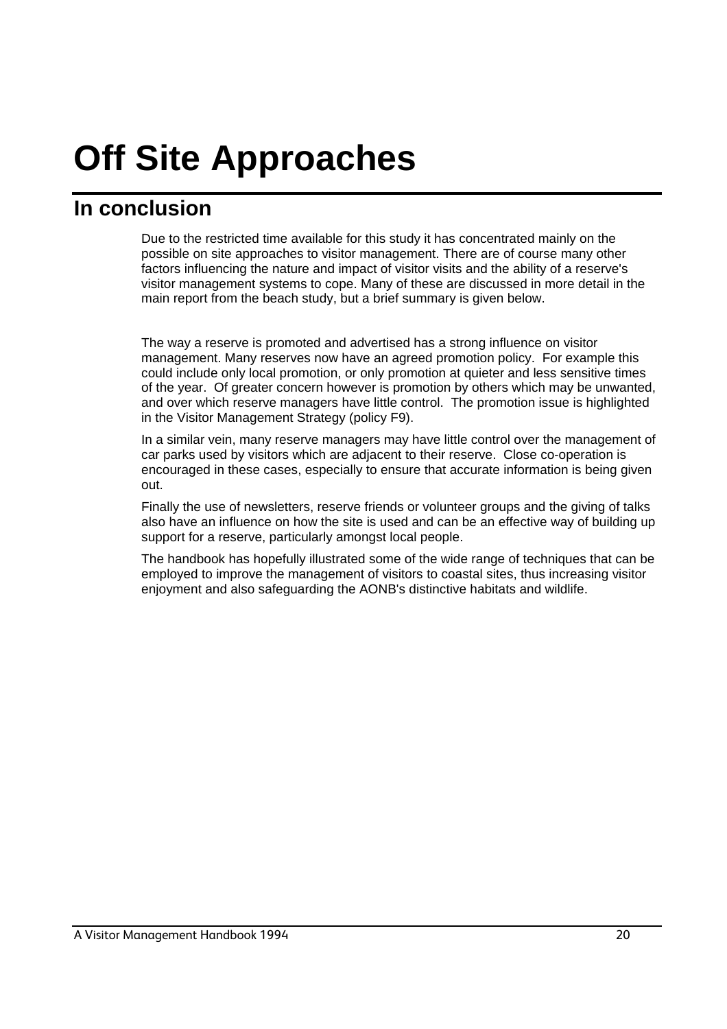# Off Site Approaches

## In conclusion

Due to the restricted time available for this study it has concentrated mainly on the possible on site approaches to visitor management. There are of course many other factors influencing the nature and impact of visitor visits and the ability of a reserve's visitor management systems to cope. Many of these are discussed in more detail in the main report from the beach study, but a brief summary is given below.

The way a reserve is promoted and advertised has a strong influence on visitor management. Many reserves now have an agreed promotion policy. For example this could include only local promotion, or only promotion at quieter and less sensitive times of the year. Of greater concern however is promotion by others which may be unwanted, and over which reserve managers have little control. The promotion issue is highlighted in the Visitor Management Strategy (policy F9).

In a similar vein, many reserve managers may have little control over the management of car parks used by visitors which are adjacent to their reserve. Close co-operation is encouraged in these cases, especially to ensure that accurate information is being given out.

Finally the use of newsletters, reserve friends or volunteer groups and the giving of talks also have an influence on how the site is used and can be an effective way of building up support for a reserve, particularly amongst local people.

The handbook has hopefully illustrated some of the wide range of techniques that can be employed to improve the management of visitors to coastal sites, thus increasing visitor enjoyment and also safeguarding the AONB's distinctive habitats and wildlife.